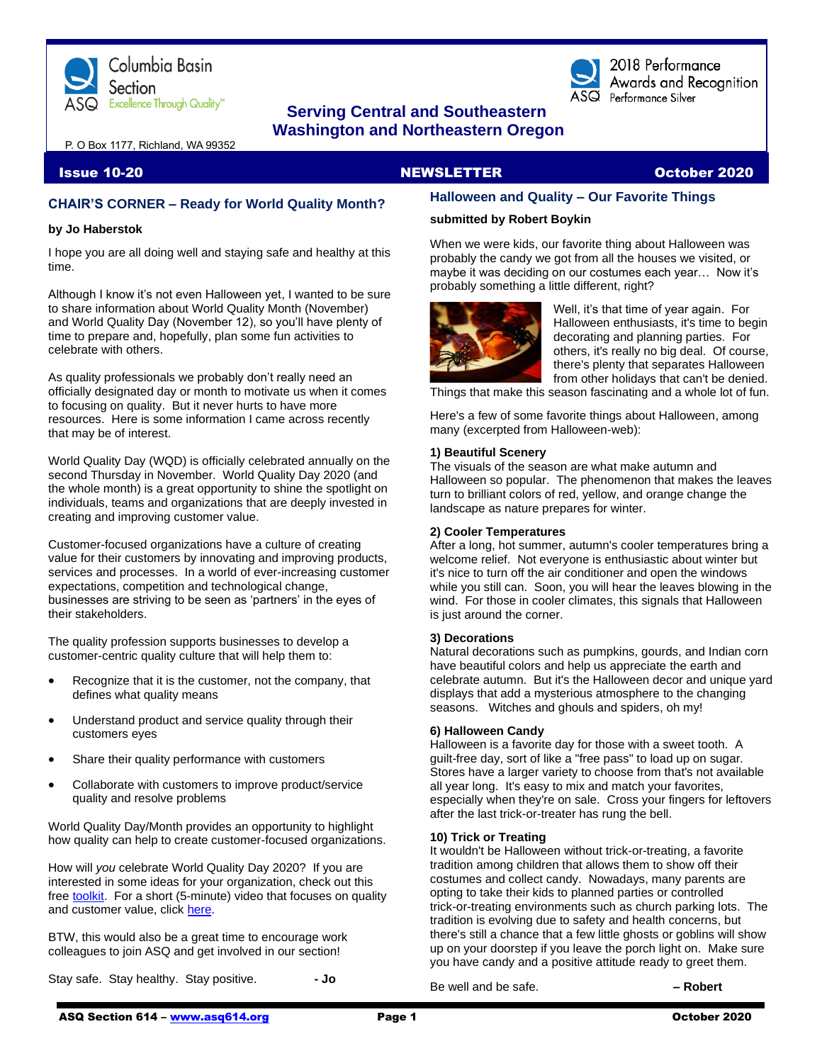Columbia Basin Section
ASQ Excellence Through Quality™

2018 Performance Awards and Recognition
Performance Silver

**Serving Central and Southeastern Washington and Northeastern Oregon**

P. O Box 1177, Richland, WA 99352

**Issue 10-20** **NEWSLETTER** **October 2020**

## CHAIR'S CORNER – Ready for World Quality Month?

**by Jo Haberstok**

I hope you are all doing well and staying safe and healthy at this time.

Although I know it's not even Halloween yet, I wanted to be sure to share information about World Quality Month (November) and World Quality Day (November 12), so you'll have plenty of time to prepare and, hopefully, plan some fun activities to celebrate with others.

As quality professionals we probably don't really need an officially designated day or month to motivate us when it comes to focusing on quality. But it never hurts to have more resources. Here is some information I came across recently that may be of interest.

World Quality Day (WQD) is officially celebrated annually on the second Thursday in November. World Quality Day 2020 (and the whole month) is a great opportunity to shine the spotlight on individuals, teams and organizations that are deeply invested in creating and improving customer value.

Customer-focused organizations have a culture of creating value for their customers by innovating and improving products, services and processes. In a world of ever-increasing customer expectations, competition and technological change, businesses are striving to be seen as 'partners' in the eyes of their stakeholders.

The quality profession supports businesses to develop a customer-centric quality culture that will help them to:

- Recognize that it is the customer, not the company, that defines what quality means
- Understand product and service quality through their customers eyes
- Share their quality performance with customers
- Collaborate with customers to improve product/service quality and resolve problems

World Quality Day/Month provides an opportunity to highlight how quality can help to create customer-focused organizations.

How will *you* celebrate World Quality Day 2020? If you are interested in some ideas for your organization, check out this free toolkit. For a short (5-minute) video that focuses on quality and customer value, click here.

BTW, this would also be a great time to encourage work colleagues to join ASQ and get involved in our section!

Stay safe. Stay healthy. Stay positive. **- Jo**

## Halloween and Quality – Our Favorite Things

**submitted by Robert Boykin**

When we were kids, our favorite thing about Halloween was probably the candy we got from all the houses we visited, or maybe it was deciding on our costumes each year… Now it's probably something a little different, right?

Well, it's that time of year again. For Halloween enthusiasts, it's time to begin decorating and planning parties. For others, it's really no big deal. Of course, there's plenty that separates Halloween from other holidays that can't be denied. Things that make this season fascinating and a whole lot of fun.

Here's a few of some favorite things about Halloween, among many (excerpted from Halloween-web):

**1) Beautiful Scenery**
The visuals of the season are what make autumn and Halloween so popular. The phenomenon that makes the leaves turn to brilliant colors of red, yellow, and orange change the landscape as nature prepares for winter.

**2) Cooler Temperatures**
After a long, hot summer, autumn's cooler temperatures bring a welcome relief. Not everyone is enthusiastic about winter but it's nice to turn off the air conditioner and open the windows while you still can. Soon, you will hear the leaves blowing in the wind. For those in cooler climates, this signals that Halloween is just around the corner.

**3) Decorations**
Natural decorations such as pumpkins, gourds, and Indian corn have beautiful colors and help us appreciate the earth and celebrate autumn. But it's the Halloween decor and unique yard displays that add a mysterious atmosphere to the changing seasons. Witches and ghouls and spiders, oh my!

**6) Halloween Candy**
Halloween is a favorite day for those with a sweet tooth. A guilt-free day, sort of like a "free pass" to load up on sugar. Stores have a larger variety to choose from that's not available all year long. It's easy to mix and match your favorites, especially when they're on sale. Cross your fingers for leftovers after the last trick-or-treater has rung the bell.

**10) Trick or Treating**
It wouldn't be Halloween without trick-or-treating, a favorite tradition among children that allows them to show off their costumes and collect candy. Nowadays, many parents are opting to take their kids to planned parties or controlled trick-or-treating environments such as church parking lots. The tradition is evolving due to safety and health concerns, but there's still a chance that a few little ghosts or goblins will show up on your doorstep if you leave the porch light on. Make sure you have candy and a positive attitude ready to greet them.

Be well and be safe. **– Robert**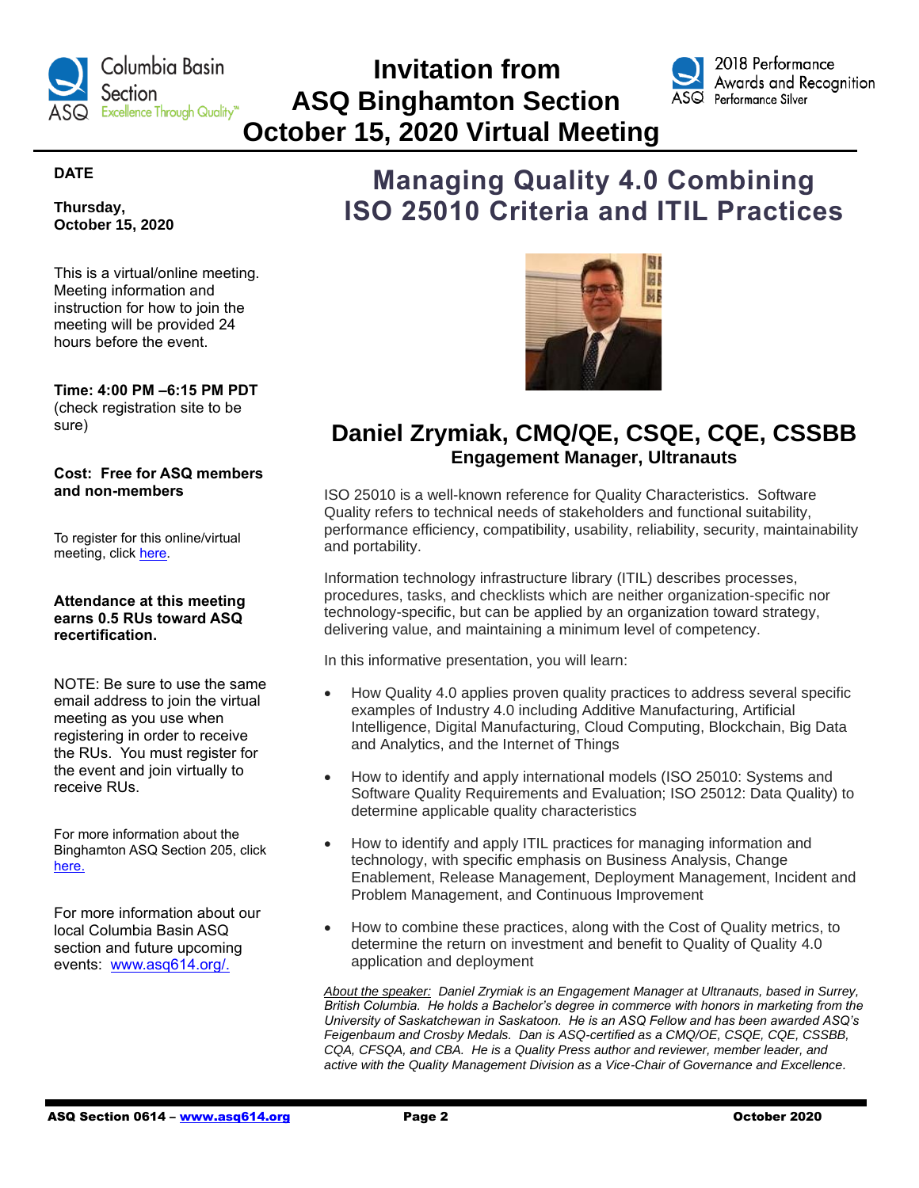# Invitation from ASQ Binghamton Section October 15, 2020 Virtual Meeting

**DATE**

**Thursday, October 15, 2020**

This is a virtual/online meeting. Meeting information and instruction for how to join the meeting will be provided 24 hours before the event.

**Time: 4:00 PM –6:15 PM PDT** (check registration site to be sure)

**Cost: Free for ASQ members and non-members**

To register for this online/virtual meeting, click [here](here).

**Attendance at this meeting earns 0.5 RUs toward ASQ recertification.**

NOTE: Be sure to use the same email address to join the virtual meeting as you use when registering in order to receive the RUs. You must register for the event and join virtually to receive RUs.

For more information about the Binghamton ASQ Section 205, click [here.](here)

For more information about our local Columbia Basin ASQ section and future upcoming events: [www.asq614.org/.](www.asq614.org/)

## Managing Quality 4.0 Combining ISO 25010 Criteria and ITIL Practices

### Daniel Zrymiak, CMQ/QE, CSQE, CQE, CSSBB

**Engagement Manager, Ultranauts**

ISO 25010 is a well-known reference for Quality Characteristics. Software Quality refers to technical needs of stakeholders and functional suitability, performance efficiency, compatibility, usability, reliability, security, maintainability and portability.

Information technology infrastructure library (ITIL) describes processes, procedures, tasks, and checklists which are neither organization-specific nor technology-specific, but can be applied by an organization toward strategy, delivering value, and maintaining a minimum level of competency.

In this informative presentation, you will learn:

- How Quality 4.0 applies proven quality practices to address several specific examples of Industry 4.0 including Additive Manufacturing, Artificial Intelligence, Digital Manufacturing, Cloud Computing, Blockchain, Big Data and Analytics, and the Internet of Things
- How to identify and apply international models (ISO 25010: Systems and Software Quality Requirements and Evaluation; ISO 25012: Data Quality) to determine applicable quality characteristics
- How to identify and apply ITIL practices for managing information and technology, with specific emphasis on Business Analysis, Change Enablement, Release Management, Deployment Management, Incident and Problem Management, and Continuous Improvement
- How to combine these practices, along with the Cost of Quality metrics, to determine the return on investment and benefit to Quality of Quality 4.0 application and deployment

*About the speaker: Daniel Zrymiak is an Engagement Manager at Ultranauts, based in Surrey, British Columbia. He holds a Bachelor's degree in commerce with honors in marketing from the University of Saskatchewan in Saskatoon. He is an ASQ Fellow and has been awarded ASQ's Feigenbaum and Crosby Medals. Dan is ASQ-certified as a CMQ/OE, CSQE, CQE, CSSBB, CQA, CFSQA, and CBA. He is a Quality Press author and reviewer, member leader, and active with the Quality Management Division as a Vice-Chair of Governance and Excellence.*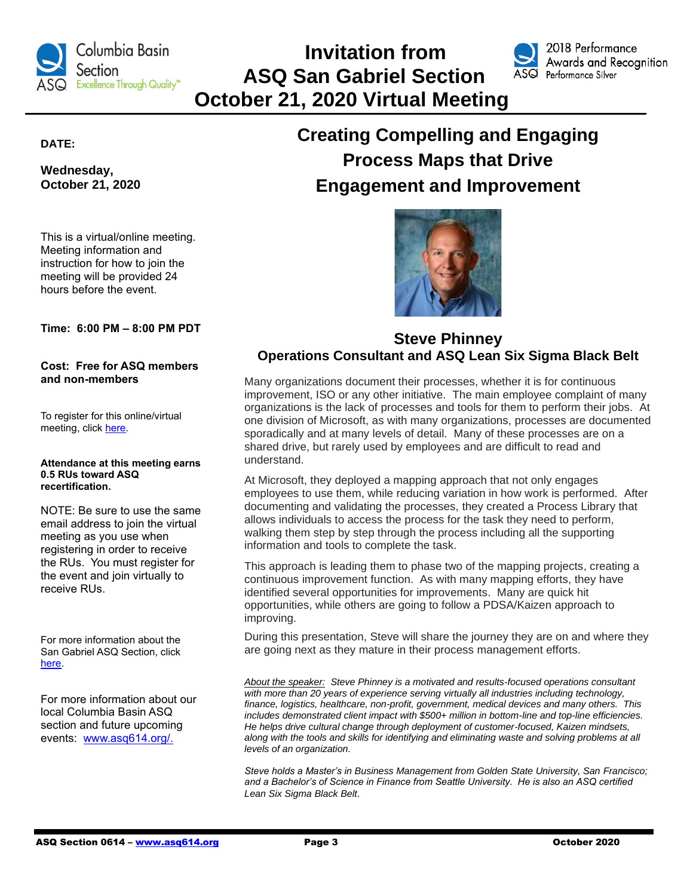# Invitation from ASQ San Gabriel Section October 21, 2020 Virtual Meeting

**DATE:**

**Wednesday, October 21, 2020**

This is a virtual/online meeting. Meeting information and instruction for how to join the meeting will be provided 24 hours before the event.

**Time: 6:00 PM – 8:00 PM PDT**

**Cost: Free for ASQ members and non-members**

To register for this online/virtual meeting, click here.

**Attendance at this meeting earns 0.5 RUs toward ASQ recertification.**

NOTE: Be sure to use the same email address to join the virtual meeting as you use when registering in order to receive the RUs. You must register for the event and join virtually to receive RUs.

For more information about the San Gabriel ASQ Section, click here.

For more information about our local Columbia Basin ASQ section and future upcoming events: www.asq614.org/.

## Creating Compelling and Engaging Process Maps that Drive Engagement and Improvement

### Steve Phinney
**Operations Consultant and ASQ Lean Six Sigma Black Belt**

Many organizations document their processes, whether it is for continuous improvement, ISO or any other initiative. The main employee complaint of many organizations is the lack of processes and tools for them to perform their jobs. At one division of Microsoft, as with many organizations, processes are documented sporadically and at many levels of detail. Many of these processes are on a shared drive, but rarely used by employees and are difficult to read and understand.

At Microsoft, they deployed a mapping approach that not only engages employees to use them, while reducing variation in how work is performed. After documenting and validating the processes, they created a Process Library that allows individuals to access the process for the task they need to perform, walking them step by step through the process including all the supporting information and tools to complete the task.

This approach is leading them to phase two of the mapping projects, creating a continuous improvement function. As with many mapping efforts, they have identified several opportunities for improvements. Many are quick hit opportunities, while others are going to follow a PDSA/Kaizen approach to improving.

During this presentation, Steve will share the journey they are on and where they are going next as they mature in their process management efforts.

*About the speaker: Steve Phinney is a motivated and results-focused operations consultant with more than 20 years of experience serving virtually all industries including technology, finance, logistics, healthcare, non-profit, government, medical devices and many others. This includes demonstrated client impact with $500+ million in bottom-line and top-line efficiencies. He helps drive cultural change through deployment of customer-focused, Kaizen mindsets, along with the tools and skills for identifying and eliminating waste and solving problems at all levels of an organization.*

*Steve holds a Master's in Business Management from Golden State University, San Francisco; and a Bachelor's of Science in Finance from Seattle University. He is also an ASQ certified Lean Six Sigma Black Belt.*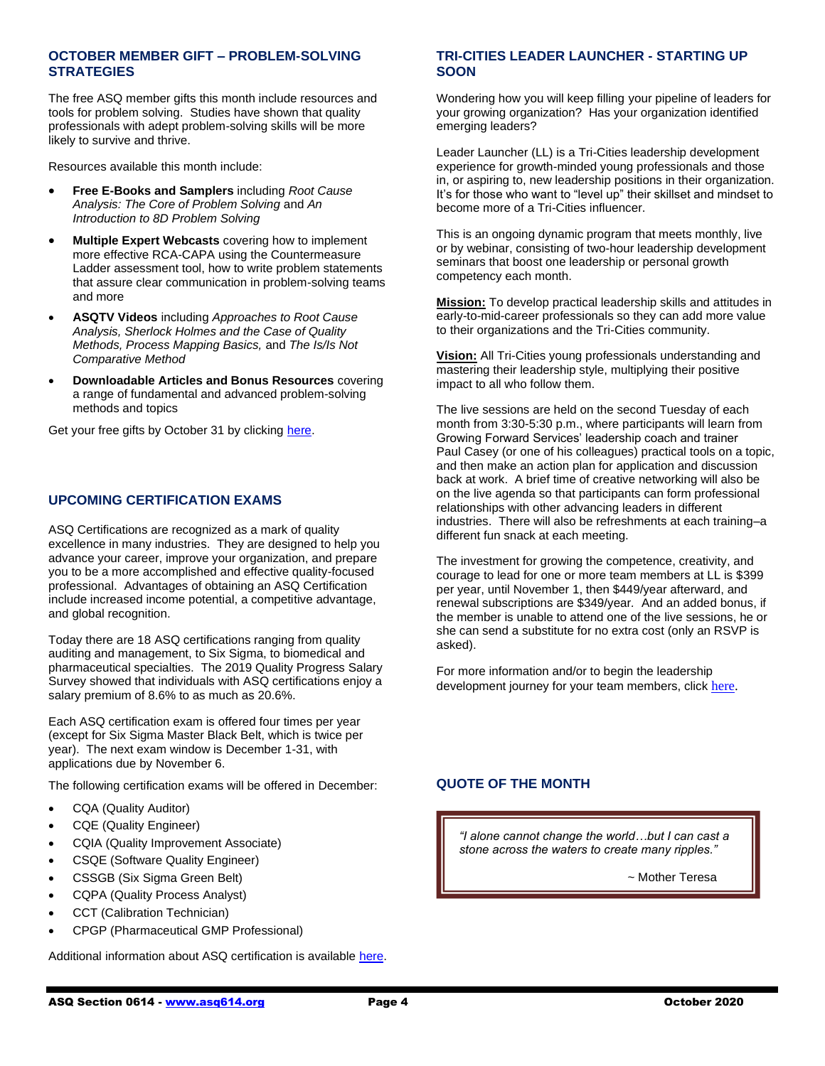## OCTOBER MEMBER GIFT – PROBLEM-SOLVING STRATEGIES

The free ASQ member gifts this month include resources and tools for problem solving. Studies have shown that quality professionals with adept problem-solving skills will be more likely to survive and thrive.

Resources available this month include:

- **Free E-Books and Samplers** including *Root Cause Analysis: The Core of Problem Solving* and *An Introduction to 8D Problem Solving*
- **Multiple Expert Webcasts** covering how to implement more effective RCA-CAPA using the Countermeasure Ladder assessment tool, how to write problem statements that assure clear communication in problem-solving teams and more
- **ASQTV Videos** including *Approaches to Root Cause Analysis, Sherlock Holmes and the Case of Quality Methods, Process Mapping Basics,* and *The Is/Is Not Comparative Method*
- **Downloadable Articles and Bonus Resources** covering a range of fundamental and advanced problem-solving methods and topics

Get your free gifts by October 31 by clicking here.

## UPCOMING CERTIFICATION EXAMS

ASQ Certifications are recognized as a mark of quality excellence in many industries. They are designed to help you advance your career, improve your organization, and prepare you to be a more accomplished and effective quality-focused professional. Advantages of obtaining an ASQ Certification include increased income potential, a competitive advantage, and global recognition.

Today there are 18 ASQ certifications ranging from quality auditing and management, to Six Sigma, to biomedical and pharmaceutical specialties. The 2019 Quality Progress Salary Survey showed that individuals with ASQ certifications enjoy a salary premium of 8.6% to as much as 20.6%.

Each ASQ certification exam is offered four times per year (except for Six Sigma Master Black Belt, which is twice per year). The next exam window is December 1-31, with applications due by November 6.

The following certification exams will be offered in December:

- CQA (Quality Auditor)
- CQE (Quality Engineer)
- CQIA (Quality Improvement Associate)
- CSQE (Software Quality Engineer)
- CSSGB (Six Sigma Green Belt)
- CQPA (Quality Process Analyst)
- CCT (Calibration Technician)
- CPGP (Pharmaceutical GMP Professional)

Additional information about ASQ certification is available here.

## TRI-CITIES LEADER LAUNCHER - STARTING UP SOON

Wondering how you will keep filling your pipeline of leaders for your growing organization? Has your organization identified emerging leaders?

Leader Launcher (LL) is a Tri-Cities leadership development experience for growth-minded young professionals and those in, or aspiring to, new leadership positions in their organization. It's for those who want to "level up" their skillset and mindset to become more of a Tri-Cities influencer.

This is an ongoing dynamic program that meets monthly, live or by webinar, consisting of two-hour leadership development seminars that boost one leadership or personal growth competency each month.

**Mission:** To develop practical leadership skills and attitudes in early-to-mid-career professionals so they can add more value to their organizations and the Tri-Cities community.

**Vision:** All Tri-Cities young professionals understanding and mastering their leadership style, multiplying their positive impact to all who follow them.

The live sessions are held on the second Tuesday of each month from 3:30-5:30 p.m., where participants will learn from Growing Forward Services' leadership coach and trainer Paul Casey (or one of his colleagues) practical tools on a topic, and then make an action plan for application and discussion back at work. A brief time of creative networking will also be on the live agenda so that participants can form professional relationships with other advancing leaders in different industries. There will also be refreshments at each training–a different fun snack at each meeting.

The investment for growing the competence, creativity, and courage to lead for one or more team members at LL is $399 per year, until November 1, then $449/year afterward, and renewal subscriptions are $349/year. And an added bonus, if the member is unable to attend one of the live sessions, he or she can send a substitute for no extra cost (only an RSVP is asked).

For more information and/or to begin the leadership development journey for your team members, click here.

## QUOTE OF THE MONTH

> *"I alone cannot change the world…but I can cast a stone across the waters to create many ripples."*
>
> ~ Mother Teresa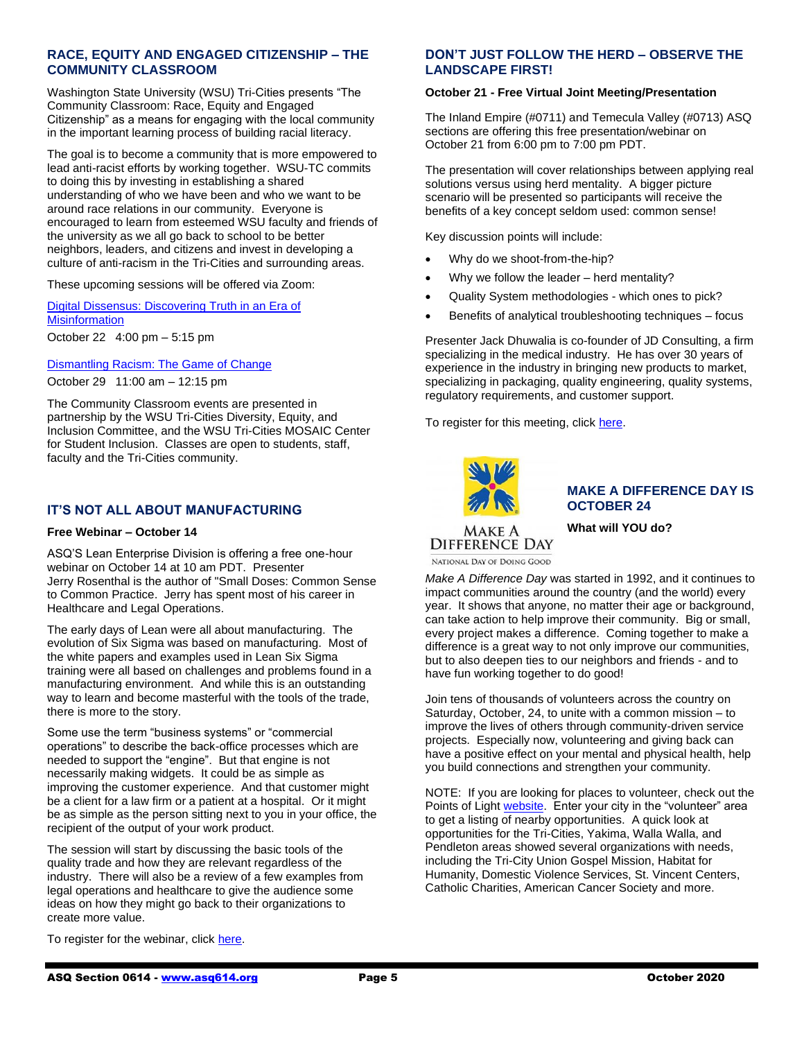## RACE, EQUITY AND ENGAGED CITIZENSHIP – THE COMMUNITY CLASSROOM

Washington State University (WSU) Tri-Cities presents "The Community Classroom: Race, Equity and Engaged Citizenship" as a means for engaging with the local community in the important learning process of building racial literacy.

The goal is to become a community that is more empowered to lead anti-racist efforts by working together. WSU-TC commits to doing this by investing in establishing a shared understanding of who we have been and who we want to be around race relations in our community. Everyone is encouraged to learn from esteemed WSU faculty and friends of the university as we all go back to school to be better neighbors, leaders, and citizens and invest in developing a culture of anti-racism in the Tri-Cities and surrounding areas.

These upcoming sessions will be offered via Zoom:

Digital Dissensus: Discovering Truth in an Era of Misinformation
October 22 4:00 pm – 5:15 pm

Dismantling Racism: The Game of Change
October 29 11:00 am – 12:15 pm

The Community Classroom events are presented in partnership by the WSU Tri-Cities Diversity, Equity, and Inclusion Committee, and the WSU Tri-Cities MOSAIC Center for Student Inclusion. Classes are open to students, staff, faculty and the Tri-Cities community.

## IT'S NOT ALL ABOUT MANUFACTURING

**Free Webinar – October 14**

ASQ'S Lean Enterprise Division is offering a free one-hour webinar on October 14 at 10 am PDT. Presenter Jerry Rosenthal is the author of "Small Doses: Common Sense to Common Practice. Jerry has spent most of his career in Healthcare and Legal Operations.

The early days of Lean were all about manufacturing. The evolution of Six Sigma was based on manufacturing. Most of the white papers and examples used in Lean Six Sigma training were all based on challenges and problems found in a manufacturing environment. And while this is an outstanding way to learn and become masterful with the tools of the trade, there is more to the story.

Some use the term "business systems" or "commercial operations" to describe the back-office processes which are needed to support the "engine". But that engine is not necessarily making widgets. It could be as simple as improving the customer experience. And that customer might be a client for a law firm or a patient at a hospital. Or it might be as simple as the person sitting next to you in your office, the recipient of the output of your work product.

The session will start by discussing the basic tools of the quality trade and how they are relevant regardless of the industry. There will also be a review of a few examples from legal operations and healthcare to give the audience some ideas on how they might go back to their organizations to create more value.

To register for the webinar, click here.

## DON'T JUST FOLLOW THE HERD – OBSERVE THE LANDSCAPE FIRST!

**October 21 - Free Virtual Joint Meeting/Presentation**

The Inland Empire (#0711) and Temecula Valley (#0713) ASQ sections are offering this free presentation/webinar on October 21 from 6:00 pm to 7:00 pm PDT.

The presentation will cover relationships between applying real solutions versus using herd mentality. A bigger picture scenario will be presented so participants will receive the benefits of a key concept seldom used: common sense!

Key discussion points will include:

- Why do we shoot-from-the-hip?
- Why we follow the leader – herd mentality?
- Quality System methodologies - which ones to pick?
- Benefits of analytical troubleshooting techniques – focus

Presenter Jack Dhuwalia is co-founder of JD Consulting, a firm specializing in the medical industry. He has over 30 years of experience in the industry in bringing new products to market, specializing in packaging, quality engineering, quality systems, regulatory requirements, and customer support.

To register for this meeting, click here.

MAKE A DIFFERENCE DAY
NATIONAL DAY OF DOING GOOD

## MAKE A DIFFERENCE DAY IS OCTOBER 24

**What will YOU do?**

*Make A Difference Day* was started in 1992, and it continues to impact communities around the country (and the world) every year. It shows that anyone, no matter their age or background, can take action to help improve their community. Big or small, every project makes a difference. Coming together to make a difference is a great way to not only improve our communities, but to also deepen ties to our neighbors and friends - and to have fun working together to do good!

Join tens of thousands of volunteers across the country on Saturday, October, 24, to unite with a common mission – to improve the lives of others through community-driven service projects. Especially now, volunteering and giving back can have a positive effect on your mental and physical health, help you build connections and strengthen your community.

NOTE: If you are looking for places to volunteer, check out the Points of Light website. Enter your city in the "volunteer" area to get a listing of nearby opportunities. A quick look at opportunities for the Tri-Cities, Yakima, Walla Walla, and Pendleton areas showed several organizations with needs, including the Tri-City Union Gospel Mission, Habitat for Humanity, Domestic Violence Services, St. Vincent Centers, Catholic Charities, American Cancer Society and more.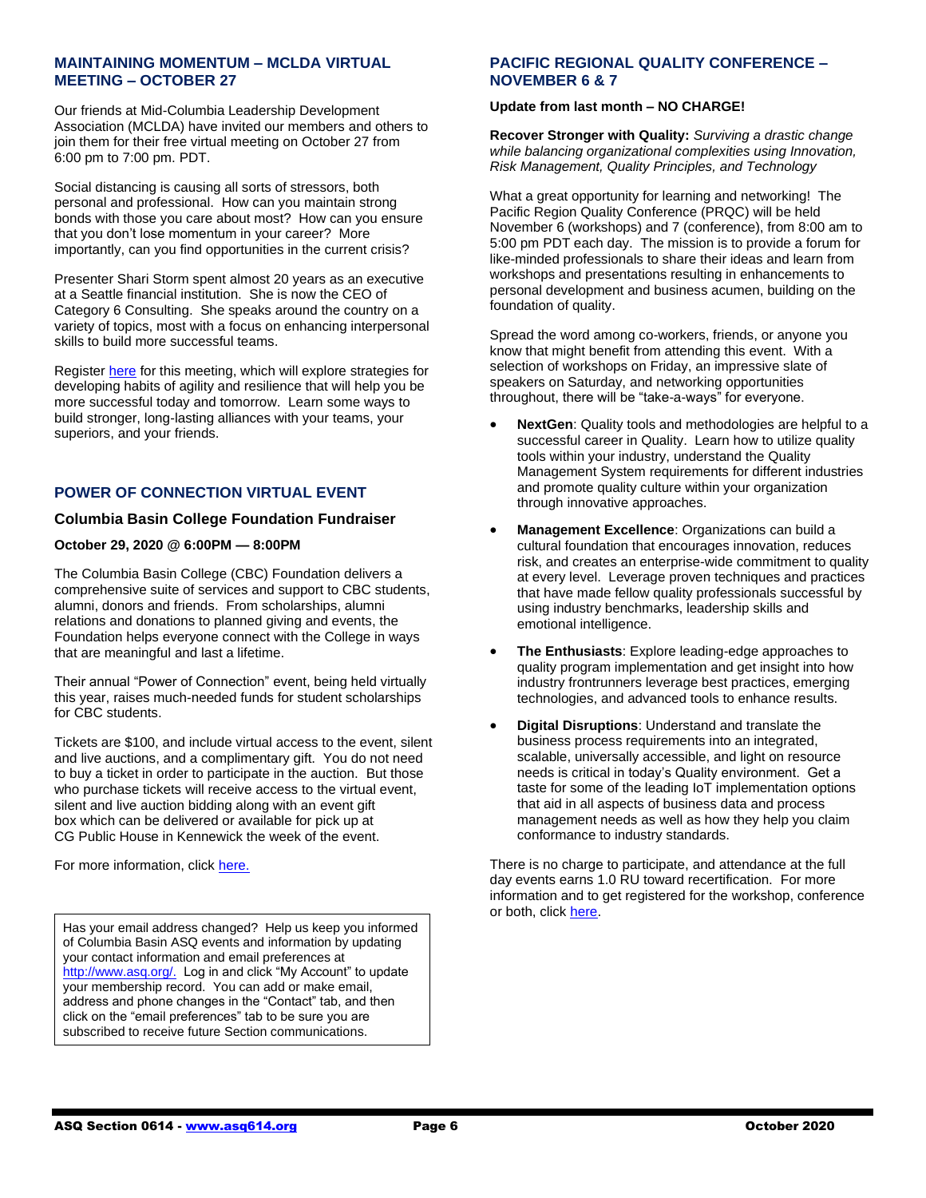## MAINTAINING MOMENTUM – MCLDA VIRTUAL MEETING – OCTOBER 27

Our friends at Mid-Columbia Leadership Development Association (MCLDA) have invited our members and others to join them for their free virtual meeting on October 27 from 6:00 pm to 7:00 pm. PDT.

Social distancing is causing all sorts of stressors, both personal and professional. How can you maintain strong bonds with those you care about most? How can you ensure that you don't lose momentum in your career? More importantly, can you find opportunities in the current crisis?

Presenter Shari Storm spent almost 20 years as an executive at a Seattle financial institution. She is now the CEO of Category 6 Consulting. She speaks around the country on a variety of topics, most with a focus on enhancing interpersonal skills to build more successful teams.

Register here for this meeting, which will explore strategies for developing habits of agility and resilience that will help you be more successful today and tomorrow. Learn some ways to build stronger, long-lasting alliances with your teams, your superiors, and your friends.

## POWER OF CONNECTION VIRTUAL EVENT

### Columbia Basin College Foundation Fundraiser

**October 29, 2020 @ 6:00PM — 8:00PM**

The Columbia Basin College (CBC) Foundation delivers a comprehensive suite of services and support to CBC students, alumni, donors and friends. From scholarships, alumni relations and donations to planned giving and events, the Foundation helps everyone connect with the College in ways that are meaningful and last a lifetime.

Their annual "Power of Connection" event, being held virtually this year, raises much-needed funds for student scholarships for CBC students.

Tickets are $100, and include virtual access to the event, silent and live auctions, and a complimentary gift. You do not need to buy a ticket in order to participate in the auction. But those who purchase tickets will receive access to the virtual event, silent and live auction bidding along with an event gift box which can be delivered or available for pick up at CG Public House in Kennewick the week of the event.

For more information, click here.

> Has your email address changed? Help us keep you informed of Columbia Basin ASQ events and information by updating your contact information and email preferences at http://www.asq.org/. Log in and click "My Account" to update your membership record. You can add or make email, address and phone changes in the "Contact" tab, and then click on the "email preferences" tab to be sure you are subscribed to receive future Section communications.

## PACIFIC REGIONAL QUALITY CONFERENCE – NOVEMBER 6 & 7

**Update from last month – NO CHARGE!**

**Recover Stronger with Quality:** *Surviving a drastic change while balancing organizational complexities using Innovation, Risk Management, Quality Principles, and Technology*

What a great opportunity for learning and networking! The Pacific Region Quality Conference (PRQC) will be held November 6 (workshops) and 7 (conference), from 8:00 am to 5:00 pm PDT each day. The mission is to provide a forum for like-minded professionals to share their ideas and learn from workshops and presentations resulting in enhancements to personal development and business acumen, building on the foundation of quality.

Spread the word among co-workers, friends, or anyone you know that might benefit from attending this event. With a selection of workshops on Friday, an impressive slate of speakers on Saturday, and networking opportunities throughout, there will be "take-a-ways" for everyone.

- **NextGen**: Quality tools and methodologies are helpful to a successful career in Quality. Learn how to utilize quality tools within your industry, understand the Quality Management System requirements for different industries and promote quality culture within your organization through innovative approaches.
- **Management Excellence**: Organizations can build a cultural foundation that encourages innovation, reduces risk, and creates an enterprise-wide commitment to quality at every level. Leverage proven techniques and practices that have made fellow quality professionals successful by using industry benchmarks, leadership skills and emotional intelligence.
- **The Enthusiasts**: Explore leading-edge approaches to quality program implementation and get insight into how industry frontrunners leverage best practices, emerging technologies, and advanced tools to enhance results.
- **Digital Disruptions**: Understand and translate the business process requirements into an integrated, scalable, universally accessible, and light on resource needs is critical in today's Quality environment. Get a taste for some of the leading IoT implementation options that aid in all aspects of business data and process management needs as well as how they help you claim conformance to industry standards.

There is no charge to participate, and attendance at the full day events earns 1.0 RU toward recertification. For more information and to get registered for the workshop, conference or both, click here.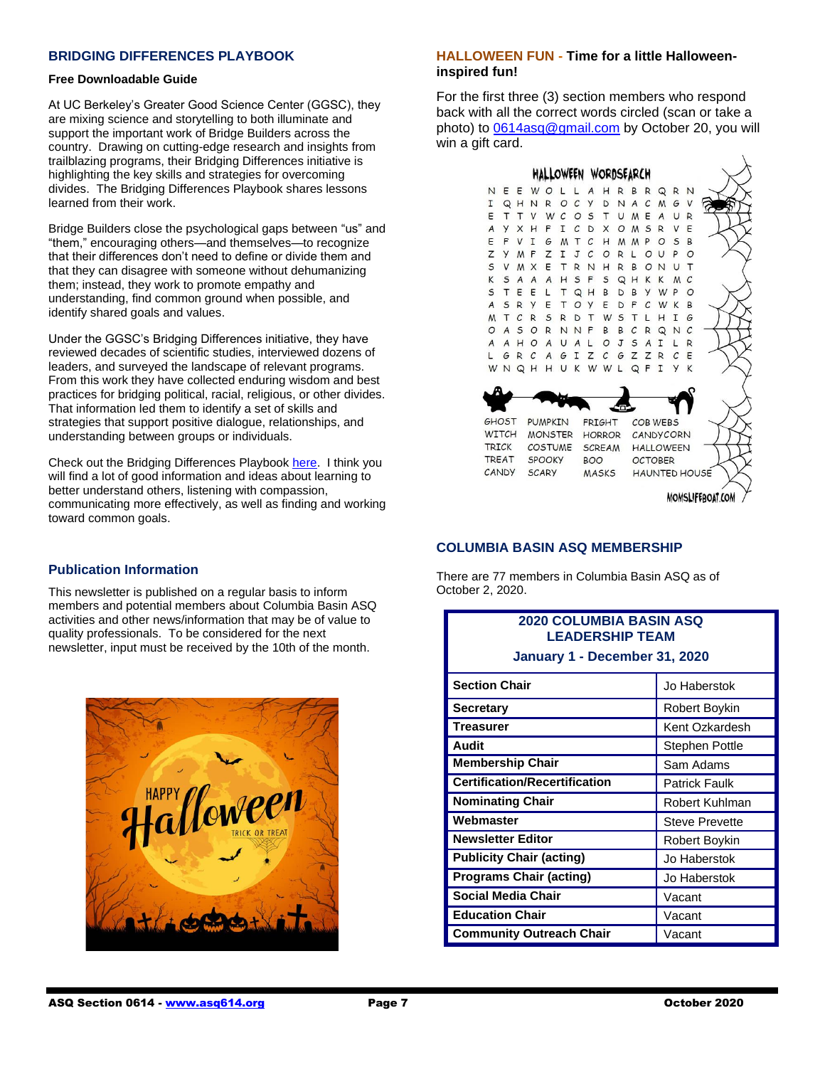## BRIDGING DIFFERENCES PLAYBOOK

**Free Downloadable Guide**

At UC Berkeley's Greater Good Science Center (GGSC), they are mixing science and storytelling to both illuminate and support the important work of Bridge Builders across the country. Drawing on cutting-edge research and insights from trailblazing programs, their Bridging Differences initiative is highlighting the key skills and strategies for overcoming divides. The Bridging Differences Playbook shares lessons learned from their work.

Bridge Builders close the psychological gaps between "us" and "them," encouraging others—and themselves—to recognize that their differences don't need to define or divide them and that they can disagree with someone without dehumanizing them; instead, they work to promote empathy and understanding, find common ground when possible, and identify shared goals and values.

Under the GGSC's Bridging Differences initiative, they have reviewed decades of scientific studies, interviewed dozens of leaders, and surveyed the landscape of relevant programs. From this work they have collected enduring wisdom and best practices for bridging political, racial, religious, or other divides. That information led them to identify a set of skills and strategies that support positive dialogue, relationships, and understanding between groups or individuals.

Check out the Bridging Differences Playbook here. I think you will find a lot of good information and ideas about learning to better understand others, listening with compassion, communicating more effectively, as well as finding and working toward common goals.

## Publication Information

This newsletter is published on a regular basis to inform members and potential members about Columbia Basin ASQ activities and other news/information that may be of value to quality professionals. To be considered for the next newsletter, input must be received by the 10th of the month.

## HALLOWEEN FUN - Time for a little Halloween-inspired fun!

For the first three (3) section members who respond back with all the correct words circled (scan or take a photo) to 0614asq@gmail.com by October 20, you will win a gift card.

**HALLOWEEN WORDSEARCH**

N E E W O L L A H R B R Q R N
I Q H N R O C Y D N A C M G V
E T T V W C O S T U M E A U R
A Y X H F I C D X O M S R V E
E F V I G M T C H M M P O S B
Z Y M F Z I J C O R L O U P O
S V M X E T R N H R B O N U T
K S A A A H S F S Q H K K M C
S T E E L T Q H B D B Y W P O
A S R Y E T O Y E D F C W K B
M T C R S R D T W S T L H I G
O A S O R N N F B B C R Q N C
A A H O A U A L O J S A I L R
L G R C A G I Z C G Z Z R C E
W N Q H H U K W W L Q F I Y K

GHOST, PUMPKIN, FRIGHT, COB WEBS, WITCH, MONSTER, HORROR, CANDYCORN, TRICK, COSTUME, SCREAM, HALLOWEEN, TREAT, SPOOKY, BOO, OCTOBER, CANDY, SCARY, MASKS, HAUNTED HOUSE

MOMSLIFEBOAT.COM

## COLUMBIA BASIN ASQ MEMBERSHIP

There are 77 members in Columbia Basin ASQ as of October 2, 2020.

**2020 COLUMBIA BASIN ASQ LEADERSHIP TEAM**
**January 1 - December 31, 2020**

| | |
|---|---|
| **Section Chair** | Jo Haberstok |
| **Secretary** | Robert Boykin |
| **Treasurer** | Kent Ozkardesh |
| **Audit** | Stephen Pottle |
| **Membership Chair** | Sam Adams |
| **Certification/Recertification** | Patrick Faulk |
| **Nominating Chair** | Robert Kuhlman |
| **Webmaster** | Steve Prevette |
| **Newsletter Editor** | Robert Boykin |
| **Publicity Chair (acting)** | Jo Haberstok |
| **Programs Chair (acting)** | Jo Haberstok |
| **Social Media Chair** | Vacant |
| **Education Chair** | Vacant |
| **Community Outreach Chair** | Vacant |